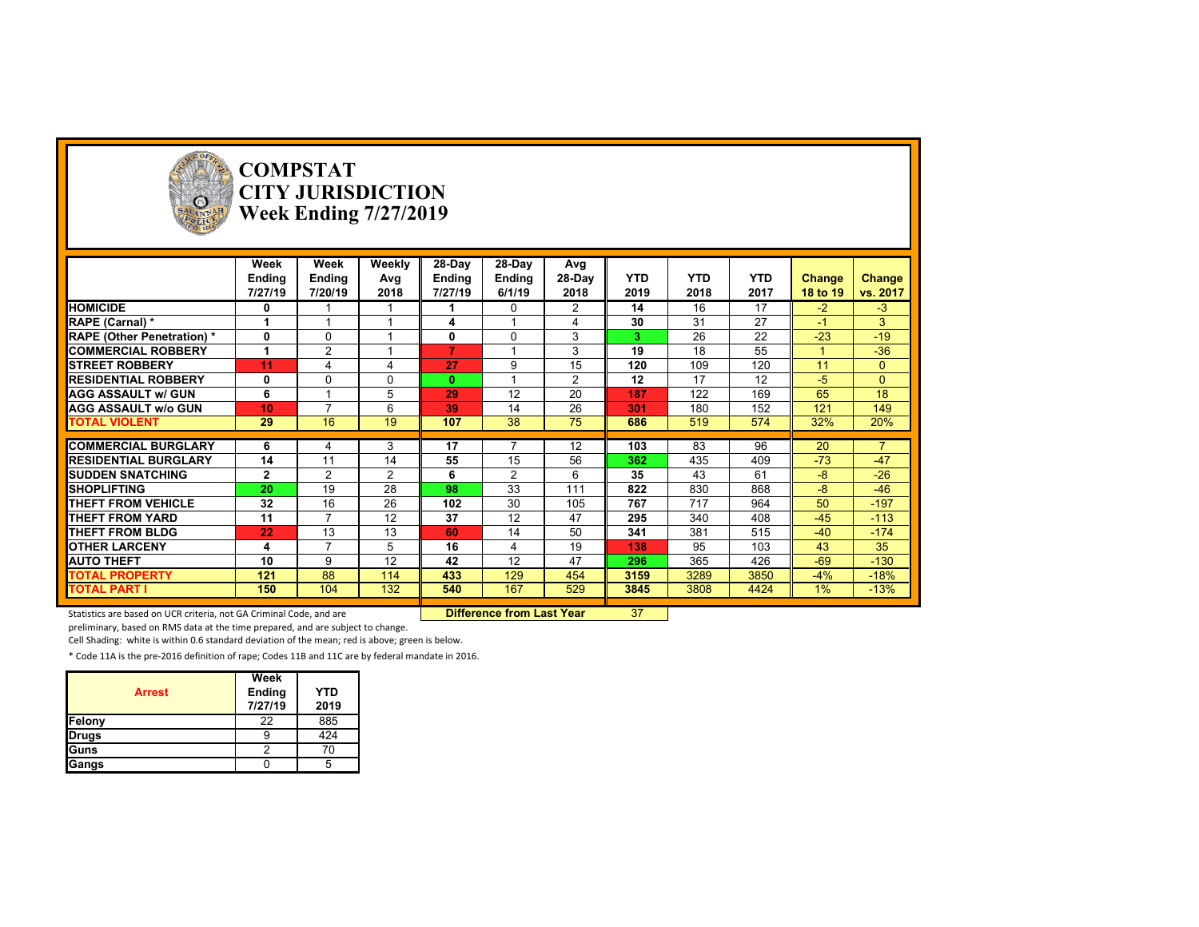# COMPSTAT
# CITY JURISDICTION
# Week Ending 7/27/2019

| | Week Ending 7/27/19 | Week Ending 7/20/19 | Weekly Avg 2018 | 28-Day Ending 7/27/19 | 28-Day Ending 6/1/19 | Avg 28-Day 2018 | YTD 2019 | YTD 2018 | YTD 2017 | Change 18 to 19 | Change vs. 2017 |
|---|---|---|---|---|---|---|---|---|---|---|---|
| HOMICIDE | 0 | 1 | 1 | 1 | 0 | 2 | 14 | 16 | 17 | -2 | -3 |
| RAPE (Carnal) * | 1 | 1 | 1 | 4 | 1 | 4 | 30 | 31 | 27 | -1 | 3 |
| RAPE (Other Penetration) * | 0 | 0 | 1 | 0 | 0 | 3 | 3 | 26 | 22 | -23 | -19 |
| COMMERCIAL ROBBERY | 1 | 2 | 1 | 7 | 1 | 3 | 19 | 18 | 55 | 1 | -36 |
| STREET ROBBERY | 11 | 4 | 4 | 27 | 9 | 15 | 120 | 109 | 120 | 11 | 0 |
| RESIDENTIAL ROBBERY | 0 | 0 | 0 | 0 | 1 | 2 | 12 | 17 | 12 | -5 | 0 |
| AGG ASSAULT w/ GUN | 6 | 1 | 5 | 29 | 12 | 20 | 187 | 122 | 169 | 65 | 18 |
| AGG ASSAULT w/o GUN | 10 | 7 | 6 | 39 | 14 | 26 | 301 | 180 | 152 | 121 | 149 |
| TOTAL VIOLENT | 29 | 16 | 19 | 107 | 38 | 75 | 686 | 519 | 574 | 32% | 20% |
| COMMERCIAL BURGLARY | 6 | 4 | 3 | 17 | 7 | 12 | 103 | 83 | 96 | 20 | 7 |
| RESIDENTIAL BURGLARY | 14 | 11 | 14 | 55 | 15 | 56 | 362 | 435 | 409 | -73 | -47 |
| SUDDEN SNATCHING | 2 | 2 | 2 | 6 | 2 | 6 | 35 | 43 | 61 | -8 | -26 |
| SHOPLIFTING | 20 | 19 | 28 | 98 | 33 | 111 | 822 | 830 | 868 | -8 | -46 |
| THEFT FROM VEHICLE | 32 | 16 | 26 | 102 | 30 | 105 | 767 | 717 | 964 | 50 | -197 |
| THEFT FROM YARD | 11 | 7 | 12 | 37 | 12 | 47 | 295 | 340 | 408 | -45 | -113 |
| THEFT FROM BLDG | 22 | 13 | 13 | 60 | 14 | 50 | 341 | 381 | 515 | -40 | -174 |
| OTHER LARCENY | 4 | 7 | 5 | 16 | 4 | 19 | 138 | 95 | 103 | 43 | 35 |
| AUTO THEFT | 10 | 9 | 12 | 42 | 12 | 47 | 296 | 365 | 426 | -69 | -130 |
| TOTAL PROPERTY | 121 | 88 | 114 | 433 | 129 | 454 | 3159 | 3289 | 3850 | -4% | -18% |
| TOTAL PART I | 150 | 104 | 132 | 540 | 167 | 529 | 3845 | 3808 | 4424 | 1% | -13% |

**Difference from Last Year**: 37

Statistics are based on UCR criteria, not GA Criminal Code, and are preliminary, based on RMS data at the time prepared, and are subject to change.

Cell Shading: white is within 0.6 standard deviation of the mean; red is above; green is below.

* Code 11A is the pre-2016 definition of rape; Codes 11B and 11C are by federal mandate in 2016.

| Arrest | Week Ending 7/27/19 | YTD 2019 |
|---|---|---|
| Felony | 22 | 885 |
| Drugs | 9 | 424 |
| Guns | 2 | 70 |
| Gangs | 0 | 5 |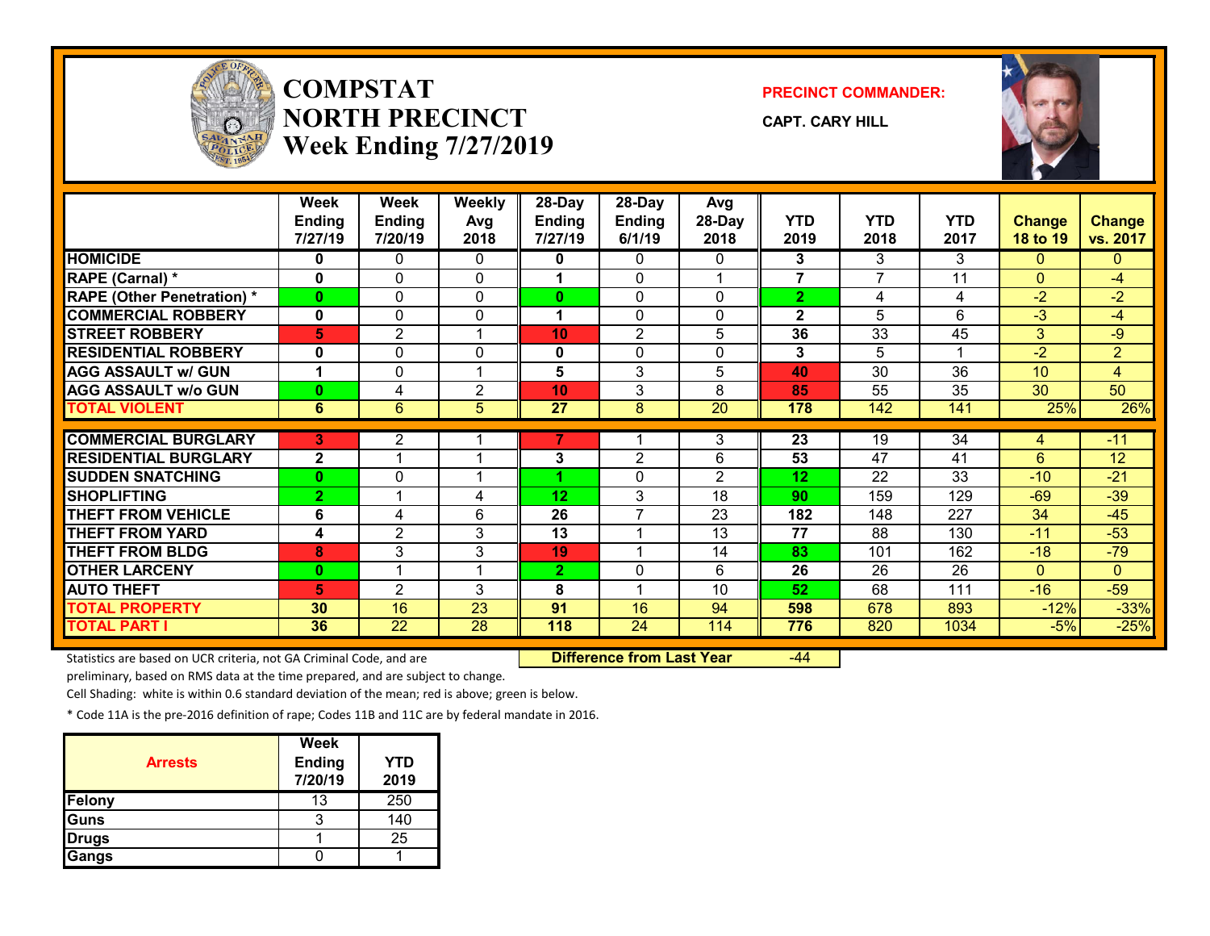# COMPSTAT NORTH PRECINCT Week Ending 7/27/2019

**PRECINCT COMMANDER:**

**CAPT. CARY HILL**

| | Week Ending 7/27/19 | Week Ending 7/20/19 | Weekly Avg 2018 | 28-Day Ending 7/27/19 | 28-Day Ending 6/1/19 | Avg 28-Day 2018 | YTD 2019 | YTD 2018 | YTD 2017 | Change 18 to 19 | Change vs. 2017 |
|---|---|---|---|---|---|---|---|---|---|---|---|
| HOMICIDE | 0 | 0 | 0 | 0 | 0 | 0 | 3 | 3 | 3 | 0 | 0 |
| RAPE (Carnal) * | 0 | 0 | 0 | 1 | 0 | 1 | 7 | 7 | 11 | 0 | -4 |
| RAPE (Other Penetration) * | 0 | 0 | 0 | 0 | 0 | 0 | 2 | 4 | 4 | -2 | -2 |
| COMMERCIAL ROBBERY | 0 | 0 | 0 | 1 | 0 | 0 | 2 | 5 | 6 | -3 | -4 |
| STREET ROBBERY | 5 | 2 | 1 | 10 | 2 | 5 | 36 | 33 | 45 | 3 | -9 |
| RESIDENTIAL ROBBERY | 0 | 0 | 0 | 0 | 0 | 0 | 3 | 5 | 1 | -2 | 2 |
| AGG ASSAULT w/ GUN | 1 | 0 | 1 | 5 | 3 | 5 | 40 | 30 | 36 | 10 | 4 |
| AGG ASSAULT w/o GUN | 0 | 4 | 2 | 10 | 3 | 8 | 85 | 55 | 35 | 30 | 50 |
| TOTAL VIOLENT | 6 | 6 | 5 | 27 | 8 | 20 | 178 | 142 | 141 | 25% | 26% |
| COMMERCIAL BURGLARY | 3 | 2 | 1 | 7 | 1 | 3 | 23 | 19 | 34 | 4 | -11 |
| RESIDENTIAL BURGLARY | 2 | 1 | 1 | 3 | 2 | 6 | 53 | 47 | 41 | 6 | 12 |
| SUDDEN SNATCHING | 0 | 0 | 1 | 1 | 0 | 2 | 12 | 22 | 33 | -10 | -21 |
| SHOPLIFTING | 2 | 1 | 4 | 12 | 3 | 18 | 90 | 159 | 129 | -69 | -39 |
| THEFT FROM VEHICLE | 6 | 4 | 6 | 26 | 7 | 23 | 182 | 148 | 227 | 34 | -45 |
| THEFT FROM YARD | 4 | 2 | 3 | 13 | 1 | 13 | 77 | 88 | 130 | -11 | -53 |
| THEFT FROM BLDG | 8 | 3 | 3 | 19 | 1 | 14 | 83 | 101 | 162 | -18 | -79 |
| OTHER LARCENY | 0 | 1 | 1 | 2 | 0 | 6 | 26 | 26 | 26 | 0 | 0 |
| AUTO THEFT | 5 | 2 | 3 | 8 | 1 | 10 | 52 | 68 | 111 | -16 | -59 |
| TOTAL PROPERTY | 30 | 16 | 23 | 91 | 16 | 94 | 598 | 678 | 893 | -12% | -33% |
| TOTAL PART I | 36 | 22 | 28 | 118 | 24 | 114 | 776 | 820 | 1034 | -5% | -25% |

**Difference from Last Year** -44

Statistics are based on UCR criteria, not GA Criminal Code, and are preliminary, based on RMS data at the time prepared, and are subject to change.

Cell Shading: white is within 0.6 standard deviation of the mean; red is above; green is below.

* Code 11A is the pre-2016 definition of rape; Codes 11B and 11C are by federal mandate in 2016.

| Arrests | Week Ending 7/20/19 | YTD 2019 |
|---|---|---|
| Felony | 13 | 250 |
| Guns | 3 | 140 |
| Drugs | 1 | 25 |
| Gangs | 0 | 1 |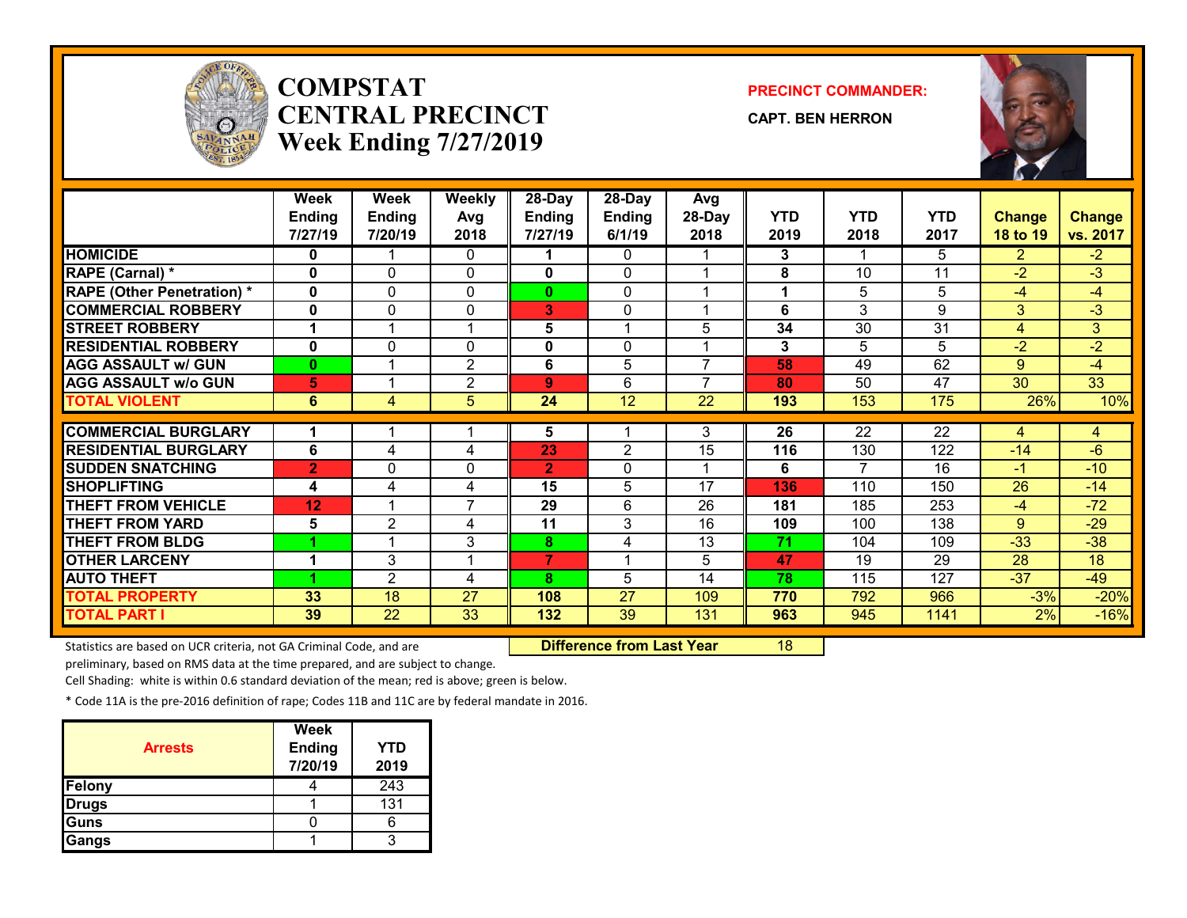# COMPSTAT CENTRAL PRECINCT Week Ending 7/27/2019

**PRECINCT COMMANDER:**

**CAPT. BEN HERRON**

| | Week Ending 7/27/19 | Week Ending 7/20/19 | Weekly Avg 2018 | 28-Day Ending 7/27/19 | 28-Day Ending 6/1/19 | Avg 28-Day 2018 | YTD 2019 | YTD 2018 | YTD 2017 | Change 18 to 19 | Change vs. 2017 |
|---|---|---|---|---|---|---|---|---|---|---|---|
| HOMICIDE | 0 | 1 | 0 | 1 | 0 | 1 | 3 | 1 | 5 | 2 | -2 |
| RAPE (Carnal) * | 0 | 0 | 0 | 0 | 0 | 1 | 8 | 10 | 11 | -2 | -3 |
| RAPE (Other Penetration) * | 0 | 0 | 0 | 0 | 0 | 1 | 1 | 5 | 5 | -4 | -4 |
| COMMERCIAL ROBBERY | 0 | 0 | 0 | 3 | 0 | 1 | 6 | 3 | 9 | 3 | -3 |
| STREET ROBBERY | 1 | 1 | 1 | 5 | 1 | 5 | 34 | 30 | 31 | 4 | 3 |
| RESIDENTIAL ROBBERY | 0 | 0 | 0 | 0 | 0 | 1 | 3 | 5 | 5 | -2 | -2 |
| AGG ASSAULT w/ GUN | 0 | 1 | 2 | 6 | 5 | 7 | 58 | 49 | 62 | 9 | -4 |
| AGG ASSAULT w/o GUN | 5 | 1 | 2 | 9 | 6 | 7 | 80 | 50 | 47 | 30 | 33 |
| TOTAL VIOLENT | 6 | 4 | 5 | 24 | 12 | 22 | 193 | 153 | 175 | 26% | 10% |
| COMMERCIAL BURGLARY | 1 | 1 | 1 | 5 | 1 | 3 | 26 | 22 | 22 | 4 | 4 |
| RESIDENTIAL BURGLARY | 6 | 4 | 4 | 23 | 2 | 15 | 116 | 130 | 122 | -14 | -6 |
| SUDDEN SNATCHING | 2 | 0 | 0 | 2 | 0 | 1 | 6 | 7 | 16 | -1 | -10 |
| SHOPLIFTING | 4 | 4 | 4 | 15 | 5 | 17 | 136 | 110 | 150 | 26 | -14 |
| THEFT FROM VEHICLE | 12 | 1 | 7 | 29 | 6 | 26 | 181 | 185 | 253 | -4 | -72 |
| THEFT FROM YARD | 5 | 2 | 4 | 11 | 3 | 16 | 109 | 100 | 138 | 9 | -29 |
| THEFT FROM BLDG | 1 | 1 | 3 | 8 | 4 | 13 | 71 | 104 | 109 | -33 | -38 |
| OTHER LARCENY | 1 | 3 | 1 | 7 | 1 | 5 | 47 | 19 | 29 | 28 | 18 |
| AUTO THEFT | 1 | 2 | 4 | 8 | 5 | 14 | 78 | 115 | 127 | -37 | -49 |
| TOTAL PROPERTY | 33 | 18 | 27 | 108 | 27 | 109 | 770 | 792 | 966 | -3% | -20% |
| TOTAL PART I | 39 | 22 | 33 | 132 | 39 | 131 | 963 | 945 | 1141 | 2% | -16% |

**Difference from Last Year** 18

Statistics are based on UCR criteria, not GA Criminal Code, and are preliminary, based on RMS data at the time prepared, and are subject to change.

Cell Shading: white is within 0.6 standard deviation of the mean; red is above; green is below.

* Code 11A is the pre-2016 definition of rape; Codes 11B and 11C are by federal mandate in 2016.

| Arrests | Week Ending 7/20/19 | YTD 2019 |
|---|---|---|
| Felony | 4 | 243 |
| Drugs | 1 | 131 |
| Guns | 0 | 6 |
| Gangs | 1 | 3 |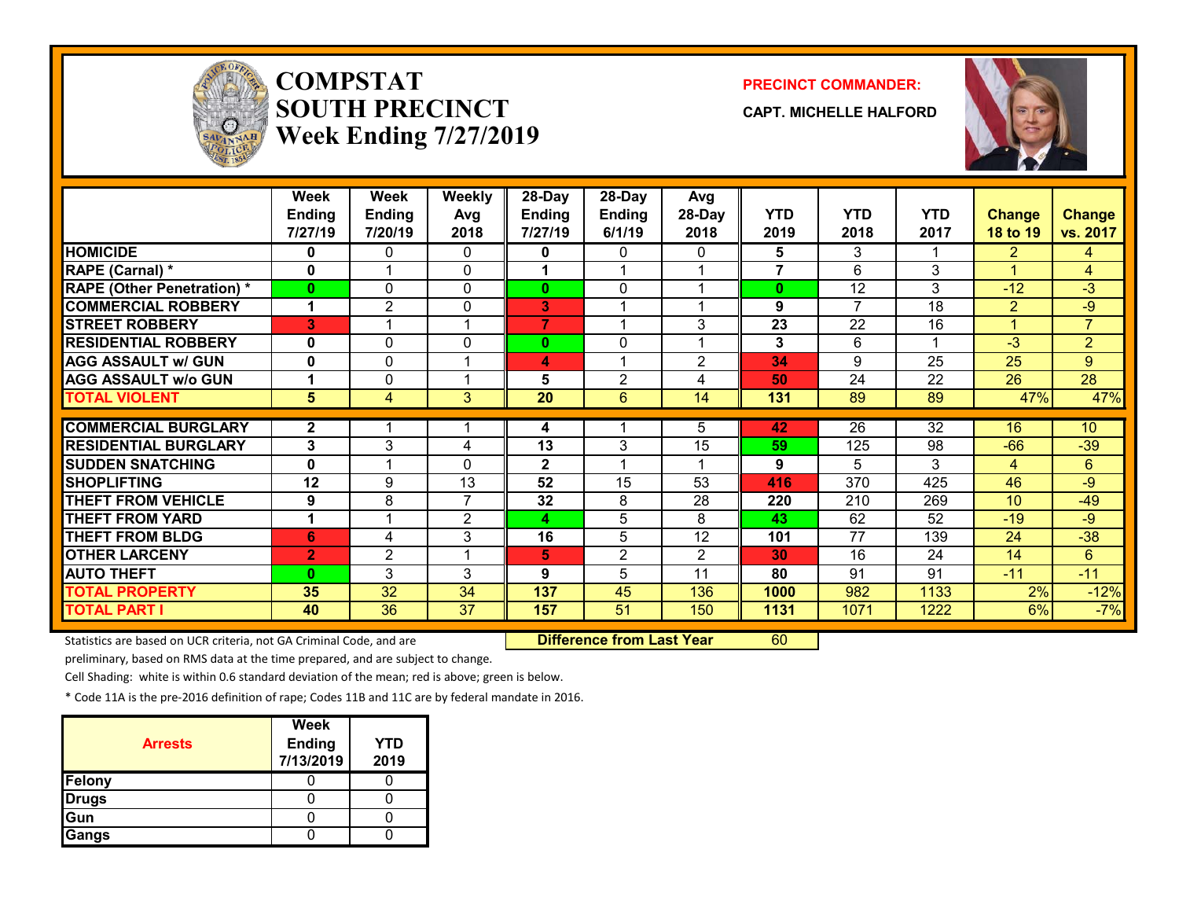# COMPSTAT SOUTH PRECINCT

## Week Ending 7/27/2019

**PRECINCT COMMANDER:**

**CAPT. MICHELLE HALFORD**

| | Week Ending 7/27/19 | Week Ending 7/20/19 | Weekly Avg 2018 | 28-Day Ending 7/27/19 | 28-Day Ending 6/1/19 | Avg 28-Day 2018 | YTD 2019 | YTD 2018 | YTD 2017 | Change 18 to 19 | Change vs. 2017 |
|---|---|---|---|---|---|---|---|---|---|---|---|
| HOMICIDE | 0 | 0 | 0 | 0 | 0 | 0 | 5 | 3 | 1 | 2 | 4 |
| RAPE (Carnal) * | 0 | 1 | 0 | 1 | 1 | 1 | 7 | 6 | 3 | 1 | 4 |
| RAPE (Other Penetration) * | 0 | 0 | 0 | 0 | 0 | 1 | 0 | 12 | 3 | -12 | -3 |
| COMMERCIAL ROBBERY | 1 | 2 | 0 | 3 | 1 | 1 | 9 | 7 | 18 | 2 | -9 |
| STREET ROBBERY | 3 | 1 | 1 | 7 | 1 | 3 | 23 | 22 | 16 | 1 | 7 |
| RESIDENTIAL ROBBERY | 0 | 0 | 0 | 0 | 0 | 1 | 3 | 6 | 1 | -3 | 2 |
| AGG ASSAULT w/ GUN | 0 | 0 | 1 | 4 | 1 | 2 | 34 | 9 | 25 | 25 | 9 |
| AGG ASSAULT w/o GUN | 1 | 0 | 1 | 5 | 2 | 4 | 50 | 24 | 22 | 26 | 28 |
| TOTAL VIOLENT | 5 | 4 | 3 | 20 | 6 | 14 | 131 | 89 | 89 | 47% | 47% |
| COMMERCIAL BURGLARY | 2 | 1 | 1 | 4 | 1 | 5 | 42 | 26 | 32 | 16 | 10 |
| RESIDENTIAL BURGLARY | 3 | 3 | 4 | 13 | 3 | 15 | 59 | 125 | 98 | -66 | -39 |
| SUDDEN SNATCHING | 0 | 1 | 0 | 2 | 1 | 1 | 9 | 5 | 3 | 4 | 6 |
| SHOPLIFTING | 12 | 9 | 13 | 52 | 15 | 53 | 416 | 370 | 425 | 46 | -9 |
| THEFT FROM VEHICLE | 9 | 8 | 7 | 32 | 8 | 28 | 220 | 210 | 269 | 10 | -49 |
| THEFT FROM YARD | 1 | 1 | 2 | 4 | 5 | 8 | 43 | 62 | 52 | -19 | -9 |
| THEFT FROM BLDG | 6 | 4 | 3 | 16 | 5 | 12 | 101 | 77 | 139 | 24 | -38 |
| OTHER LARCENY | 2 | 2 | 1 | 5 | 2 | 2 | 30 | 16 | 24 | 14 | 6 |
| AUTO THEFT | 0 | 3 | 3 | 9 | 5 | 11 | 80 | 91 | 91 | -11 | -11 |
| TOTAL PROPERTY | 35 | 32 | 34 | 137 | 45 | 136 | 1000 | 982 | 1133 | 2% | -12% |
| TOTAL PART I | 40 | 36 | 37 | 157 | 51 | 150 | 1131 | 1071 | 1222 | 6% | -7% |

**Difference from Last Year** 60

Statistics are based on UCR criteria, not GA Criminal Code, and are preliminary, based on RMS data at the time prepared, and are subject to change.

Cell Shading: white is within 0.6 standard deviation of the mean; red is above; green is below.

* Code 11A is the pre-2016 definition of rape; Codes 11B and 11C are by federal mandate in 2016.

| Arrests | Week Ending 7/13/2019 | YTD 2019 |
|---|---|---|
| Felony | 0 | 0 |
| Drugs | 0 | 0 |
| Gun | 0 | 0 |
| Gangs | 0 | 0 |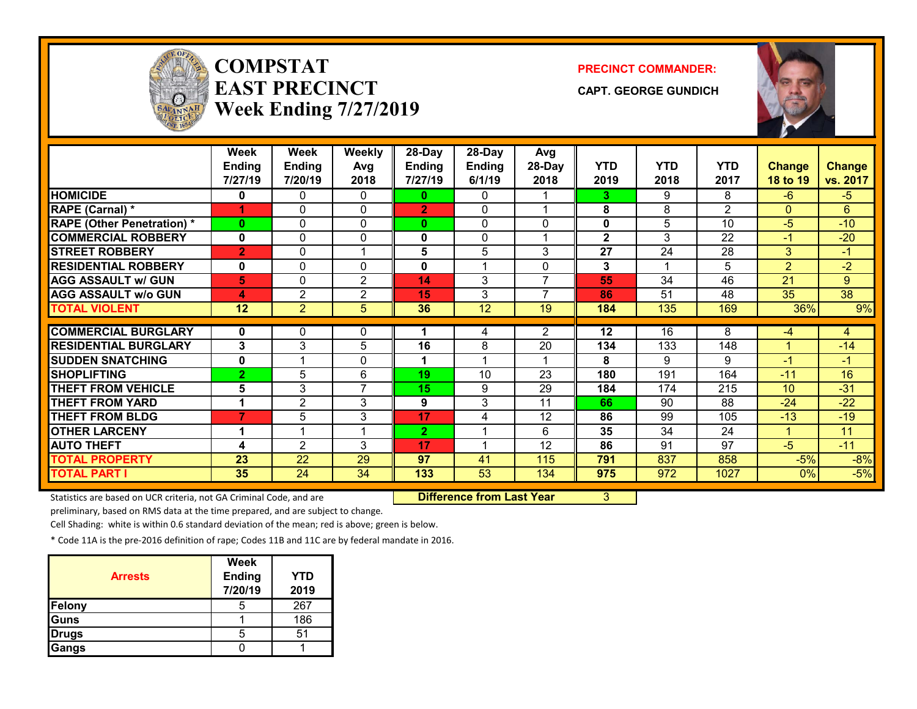# COMPSTAT EAST PRECINCT Week Ending 7/27/2019

**PRECINCT COMMANDER:**

**CAPT. GEORGE GUNDICH**

| | Week Ending 7/27/19 | Week Ending 7/20/19 | Weekly Avg 2018 | 28-Day Ending 7/27/19 | 28-Day Ending 6/1/19 | Avg 28-Day 2018 | YTD 2019 | YTD 2018 | YTD 2017 | Change 18 to 19 | Change vs. 2017 |
|---|---|---|---|---|---|---|---|---|---|---|---|
| HOMICIDE | 0 | 0 | 0 | 0 | 0 | 1 | 3 | 9 | 8 | -6 | -5 |
| RAPE (Carnal) * | 1 | 0 | 0 | 2 | 0 | 1 | 8 | 8 | 2 | 0 | 6 |
| RAPE (Other Penetration) * | 0 | 0 | 0 | 0 | 0 | 0 | 0 | 5 | 10 | -5 | -10 |
| COMMERCIAL ROBBERY | 0 | 0 | 0 | 0 | 0 | 1 | 2 | 3 | 22 | -1 | -20 |
| STREET ROBBERY | 2 | 0 | 1 | 5 | 5 | 3 | 27 | 24 | 28 | 3 | -1 |
| RESIDENTIAL ROBBERY | 0 | 0 | 0 | 0 | 1 | 0 | 3 | 1 | 5 | 2 | -2 |
| AGG ASSAULT w/ GUN | 5 | 0 | 2 | 14 | 3 | 7 | 55 | 34 | 46 | 21 | 9 |
| AGG ASSAULT w/o GUN | 4 | 2 | 2 | 15 | 3 | 7 | 86 | 51 | 48 | 35 | 38 |
| TOTAL VIOLENT | 12 | 2 | 5 | 36 | 12 | 19 | 184 | 135 | 169 | 36% | 9% |
| COMMERCIAL BURGLARY | 0 | 0 | 0 | 1 | 4 | 2 | 12 | 16 | 8 | -4 | 4 |
| RESIDENTIAL BURGLARY | 3 | 3 | 5 | 16 | 8 | 20 | 134 | 133 | 148 | 1 | -14 |
| SUDDEN SNATCHING | 0 | 1 | 0 | 1 | 1 | 1 | 8 | 9 | 9 | -1 | -1 |
| SHOPLIFTING | 2 | 5 | 6 | 19 | 10 | 23 | 180 | 191 | 164 | -11 | 16 |
| THEFT FROM VEHICLE | 5 | 3 | 7 | 15 | 9 | 29 | 184 | 174 | 215 | 10 | -31 |
| THEFT FROM YARD | 1 | 2 | 3 | 9 | 3 | 11 | 66 | 90 | 88 | -24 | -22 |
| THEFT FROM BLDG | 7 | 5 | 3 | 17 | 4 | 12 | 86 | 99 | 105 | -13 | -19 |
| OTHER LARCENY | 1 | 1 | 1 | 2 | 1 | 6 | 35 | 34 | 24 | 1 | 11 |
| AUTO THEFT | 4 | 2 | 3 | 17 | 1 | 12 | 86 | 91 | 97 | -5 | -11 |
| TOTAL PROPERTY | 23 | 22 | 29 | 97 | 41 | 115 | 791 | 837 | 858 | -5% | -8% |
| TOTAL PART I | 35 | 24 | 34 | 133 | 53 | 134 | 975 | 972 | 1027 | 0% | -5% |

**Difference from Last Year** 3

Statistics are based on UCR criteria, not GA Criminal Code, and are preliminary, based on RMS data at the time prepared, and are subject to change.

Cell Shading: white is within 0.6 standard deviation of the mean; red is above; green is below.

* Code 11A is the pre-2016 definition of rape; Codes 11B and 11C are by federal mandate in 2016.

| Arrests | Week Ending 7/20/19 | YTD 2019 |
|---|---|---|
| Felony | 5 | 267 |
| Guns | 1 | 186 |
| Drugs | 5 | 51 |
| Gangs | 0 | 1 |